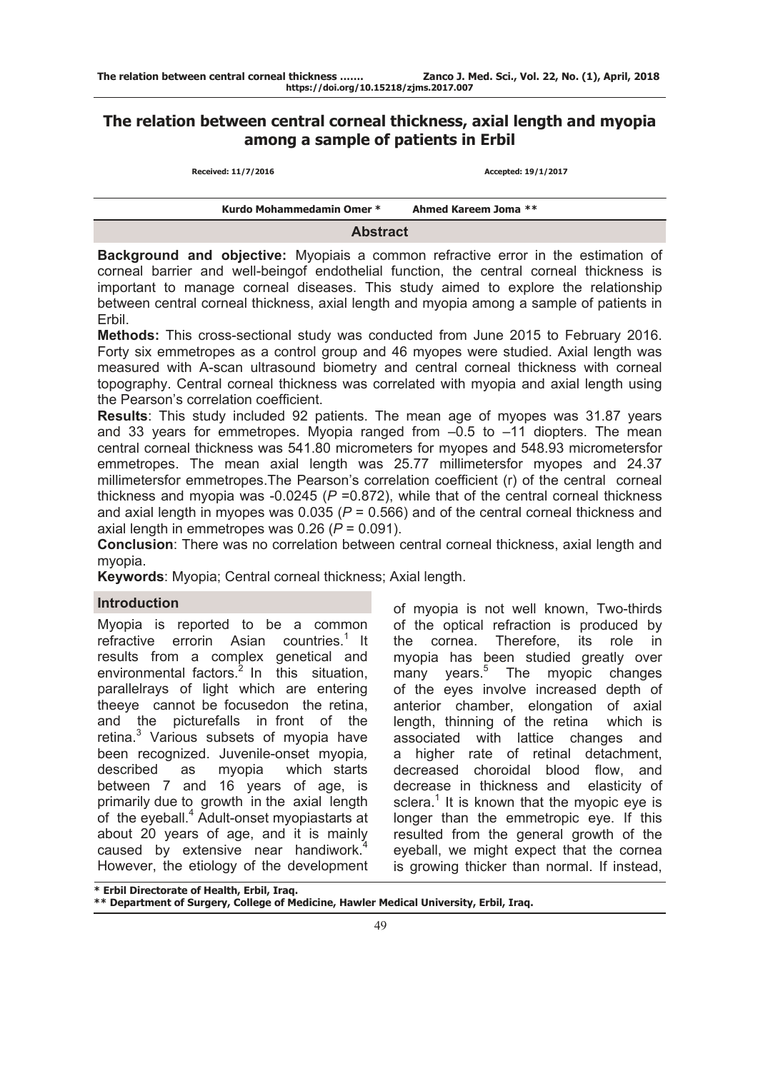# The relation between central corneal thickness, axial length and myopia among a sample of patients in Erbil

Received: 11/7/2016 Accepted: 19/1/2017

Kurdo Mohammedamin Omer * Ahmed Kareem Joma **

## Abstract

**Background and objective:** Myopiais a common refractive error in the estimation of corneal barrier and well-beingof endothelial function, the central corneal thickness is important to manage corneal diseases. This study aimed to explore the relationship between central corneal thickness, axial length and myopia among a sample of patients in Erbil.

**Methods:** This cross-sectional study was conducted from June 2015 to February 2016. Forty six emmetropes as a control group and 46 myopes were studied. Axial length was measured with A-scan ultrasound biometry and central corneal thickness with corneal topography. Central corneal thickness was correlated with myopia and axial length using the Pearson's correlation coefficient.

**Results**: This study included 92 patients. The mean age of myopes was 31.87 years and 33 years for emmetropes. Myopia ranged from –0.5 to –11 diopters. The mean central corneal thickness was 541.80 micrometers for myopes and 548.93 micrometersfor emmetropes. The mean axial length was 25.77 millimetersfor myopes and 24.37 millimetersfor emmetropes.The Pearson's correlation coefficient (r) of the central corneal thickness and myopia was -0.0245 (*P* =0.872), while that of the central corneal thickness and axial length in myopes was 0.035 (*P* = 0.566) and of the central corneal thickness and axial length in emmetropes was 0.26 (*P* = 0.091).

**Conclusion**: There was no correlation between central corneal thickness, axial length and myopia.

**Keywords**: Myopia; Central corneal thickness; Axial length.

## Introduction

Myopia is reported to be a common refractive errorin Asian countries.[1] It results from a complex genetical and environmental factors.[2] In this situation, parallelrays of light which are entering theeye cannot be focusedon the retina, and the picturefalls in front of the retina.[3] Various subsets of myopia have been recognized. Juvenile-onset myopia, described as myopia which starts between 7 and 16 years of age, is primarily due to growth in the axial length of the eyeball.[4] Adult-onset myopiastarts at about 20 years of age, and it is mainly caused by extensive near handiwork.[4] However, the etiology of the development of myopia is not well known, Two-thirds of the optical refraction is produced by the cornea. Therefore, its role in myopia has been studied greatly over many years.[5] The myopic changes of the eyes involve increased depth of anterior chamber, elongation of axial length, thinning of the retina which is associated with lattice changes and a higher rate of retinal detachment, decreased choroidal blood flow, and decrease in thickness and elasticity of sclera.[1] It is known that the myopic eye is longer than the emmetropic eye. If this resulted from the general growth of the eyeball, we might expect that the cornea is growing thicker than normal. If instead,

\* Erbil Directorate of Health, Erbil, Iraq.

\*\* Department of Surgery, College of Medicine, Hawler Medical University, Erbil, Iraq.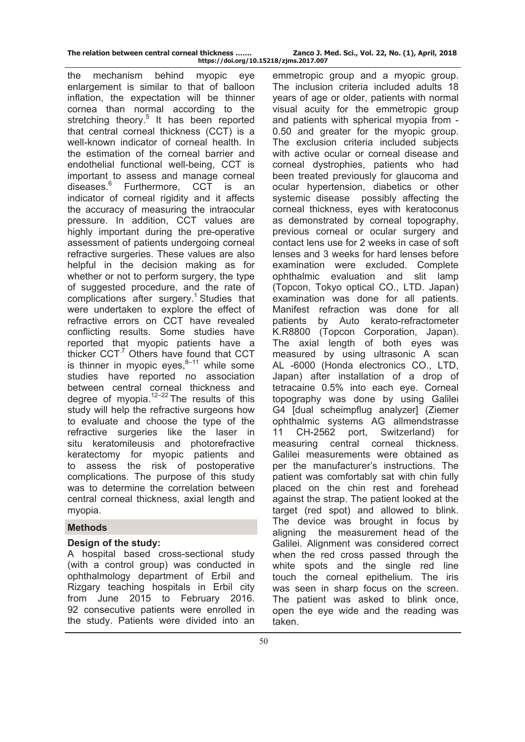the mechanism behind myopic eye enlargement is similar to that of balloon inflation, the expectation will be thinner cornea than normal according to the stretching theory.[5] It has been reported that central corneal thickness (CCT) is a well-known indicator of corneal health. In the estimation of the corneal barrier and endothelial functional well-being, CCT is important to assess and manage corneal diseases.[6] Furthermore, CCT is an indicator of corneal rigidity and it affects the accuracy of measuring the intraocular pressure. In addition, CCT values are highly important during the pre-operative assessment of patients undergoing corneal refractive surgeries. These values are also helpful in the decision making as for whether or not to perform surgery, the type of suggested procedure, and the rate of complications after surgery.[1] Studies that were undertaken to explore the effect of refractive errors on CCT have revealed conflicting results. Some studies have reported that myopic patients have a thicker CCT.[7] Others have found that CCT is thinner in myopic eyes,[8–11] while some studies have reported no association between central corneal thickness and degree of myopia.[12–22] The results of this study will help the refractive surgeons how to evaluate and choose the type of the refractive surgeries like the laser in situ keratomileusis and photorefractive keratectomy for myopic patients and to assess the risk of postoperative complications. The purpose of this study was to determine the correlation between central corneal thickness, axial length and myopia.

## Methods

### Design of the study:

A hospital based cross-sectional study (with a control group) was conducted in ophthalmology department of Erbil and Rizgary teaching hospitals in Erbil city from June 2015 to February 2016. 92 consecutive patients were enrolled in the study. Patients were divided into an emmetropic group and a myopic group. The inclusion criteria included adults 18 years of age or older, patients with normal visual acuity for the emmetropic group and patients with spherical myopia from -0.50 and greater for the myopic group. The exclusion criteria included subjects with active ocular or corneal disease and corneal dystrophies, patients who had been treated previously for glaucoma and ocular hypertension, diabetics or other systemic disease possibly affecting the corneal thickness, eyes with keratoconus as demonstrated by corneal topography, previous corneal or ocular surgery and contact lens use for 2 weeks in case of soft lenses and 3 weeks for hard lenses before examination were excluded. Complete ophthalmic evaluation and slit lamp (Topcon, Tokyo optical CO., LTD. Japan) examination was done for all patients. Manifest refraction was done for all patients by Auto kerato-refractometer K.R8800 (Topcon Corporation, Japan). The axial length of both eyes was measured by using ultrasonic A scan AL -6000 (Honda electronics CO., LTD, Japan) after installation of a drop of tetracaine 0.5% into each eye. Corneal topography was done by using Galilei G4 [dual scheimpflug analyzer] (Ziemer ophthalmic systems AG allmendstrasse 11 CH-2562 port, Switzerland) for measuring central corneal thickness. Galilei measurements were obtained as per the manufacturer's instructions. The patient was comfortably sat with chin fully placed on the chin rest and forehead against the strap. The patient looked at the target (red spot) and allowed to blink. The device was brought in focus by aligning the measurement head of the Galilei. Alignment was considered correct when the red cross passed through the white spots and the single red line touch the corneal epithelium. The iris was seen in sharp focus on the screen. The patient was asked to blink once, open the eye wide and the reading was taken.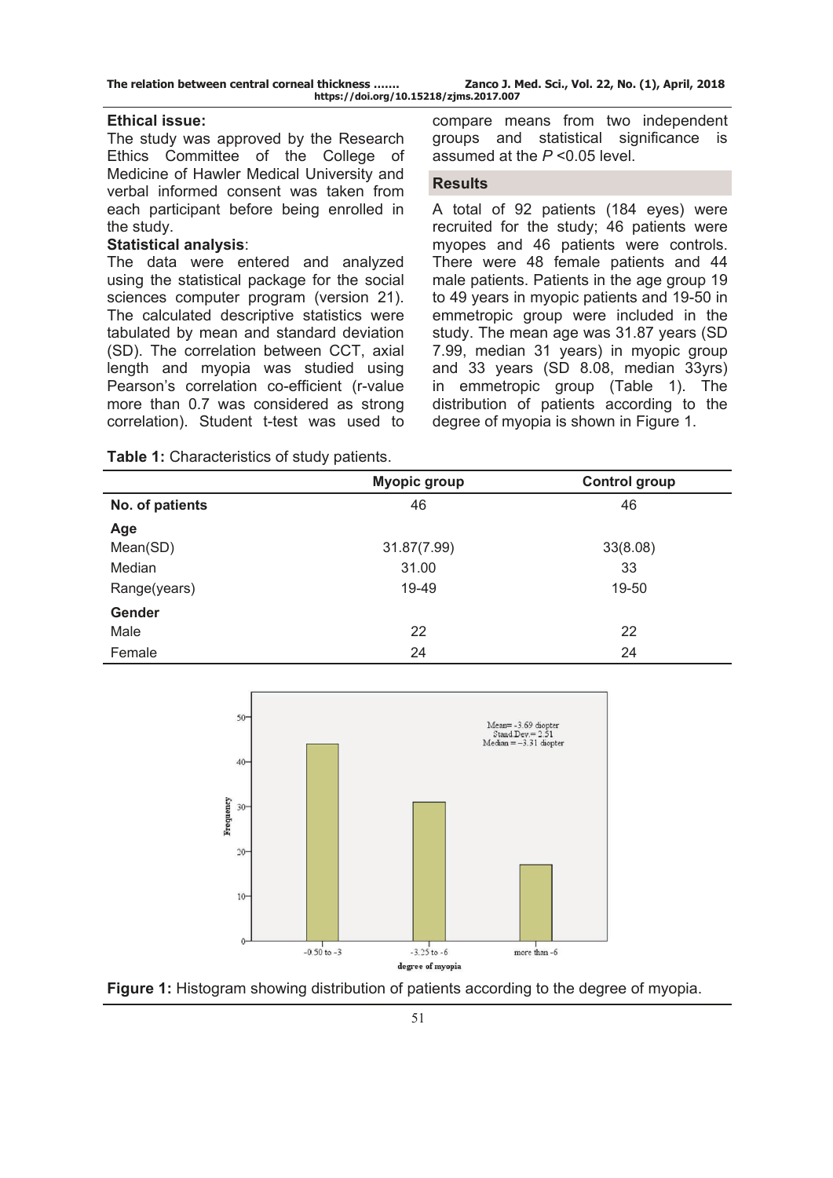**Ethical issue:**

The study was approved by the Research Ethics Committee of the College of Medicine of Hawler Medical University and verbal informed consent was taken from each participant before being enrolled in the study.

**Statistical analysis**:

The data were entered and analyzed using the statistical package for the social sciences computer program (version 21). The calculated descriptive statistics were tabulated by mean and standard deviation (SD). The correlation between CCT, axial length and myopia was studied using Pearson's correlation co-efficient (r-value more than 0.7 was considered as strong correlation). Student t-test was used to compare means from two independent groups and statistical significance is assumed at the $P < 0.05$ level.

## Results

A total of 92 patients (184 eyes) were recruited for the study; 46 patients were myopes and 46 patients were controls. There were 48 female patients and 44 male patients. Patients in the age group 19 to 49 years in myopic patients and 19-50 in emmetropic group were included in the study. The mean age was 31.87 years (SD 7.99, median 31 years) in myopic group and 33 years (SD 8.08, median 33yrs) in emmetropic group (Table 1). The distribution of patients according to the degree of myopia is shown in Figure 1.

**Table 1:** Characteristics of study patients.

| | Myopic group | Control group |
|---|---|---|
| **No. of patients** | 46 | 46 |
| **Age** | | |
| Mean(SD) | 31.87(7.99) | 33(8.08) |
| Median | 31.00 | 33 |
| Range(years) | 19-49 | 19-50 |
| **Gender** | | |
| Male | 22 | 22 |
| Female | 24 | 24 |

**Figure 1:** Histogram showing distribution of patients according to the degree of myopia.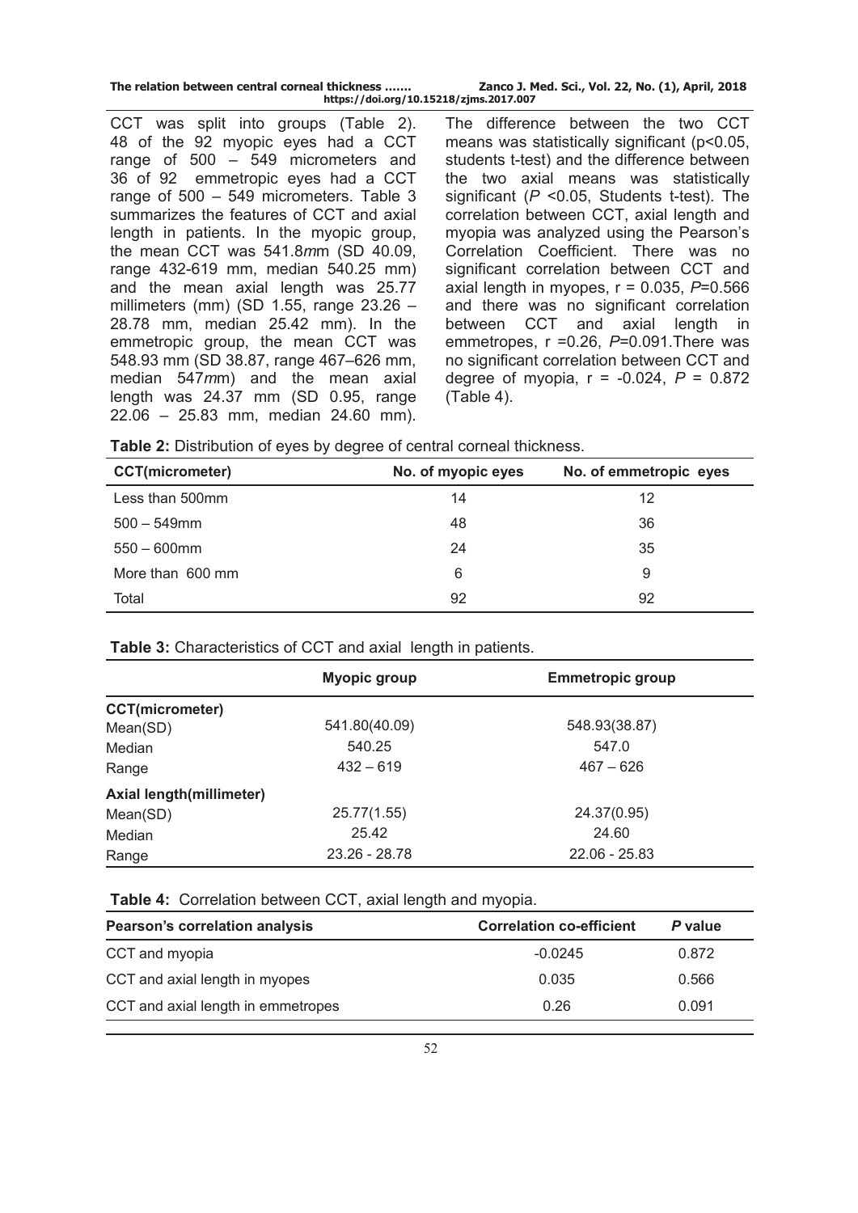CCT was split into groups (Table 2). 48 of the 92 myopic eyes had a CCT range of 500 – 549 micrometers and 36 of 92 emmetropic eyes had a CCT range of 500 – 549 micrometers. Table 3 summarizes the features of CCT and axial length in patients. In the myopic group, the mean CCT was 541.8*m*m (SD 40.09, range 432-619 mm, median 540.25 mm) and the mean axial length was 25.77 millimeters (mm) (SD 1.55, range 23.26 – 28.78 mm, median 25.42 mm). In the emmetropic group, the mean CCT was 548.93 mm (SD 38.87, range 467–626 mm, median 547*m*m) and the mean axial length was 24.37 mm (SD 0.95, range 22.06 – 25.83 mm, median 24.60 mm). The difference between the two CCT means was statistically significant ($p<0.05$, students t-test) and the difference between the two axial means was statistically significant ($P<0.05$, Students t-test). The correlation between CCT, axial length and myopia was analyzed using the Pearson's Correlation Coefficient. There was no significant correlation between CCT and axial length in myopes, $r = 0.035$, $P=0.566$ and there was no significant correlation between CCT and axial length in emmetropes, $r=0.26$, $P=0.091$. There was no significant correlation between CCT and degree of myopia, $r = -0.024$, $P = 0.872$ (Table 4).

**Table 2:** Distribution of eyes by degree of central corneal thickness.

| CCT(micrometer) | No. of myopic eyes | No. of emmetropic eyes |
|---|---|---|
| Less than 500mm | 14 | 12 |
| 500 – 549mm | 48 | 36 |
| 550 – 600mm | 24 | 35 |
| More than 600 mm | 6 | 9 |
| Total | 92 | 92 |

**Table 3:** Characteristics of CCT and axial length in patients.

| | Myopic group | Emmetropic group |
|---|---|---|
| **CCT(micrometer)** | | |
| Mean(SD) | 541.80(40.09) | 548.93(38.87) |
| Median | 540.25 | 547.0 |
| Range | 432 – 619 | 467 – 626 |
| **Axial length(millimeter)** | | |
| Mean(SD) | 25.77(1.55) | 24.37(0.95) |
| Median | 25.42 | 24.60 |
| Range | 23.26 - 28.78 | 22.06 - 25.83 |

**Table 4:** Correlation between CCT, axial length and myopia.

| Pearson's correlation analysis | Correlation co-efficient | *P* value |
|---|---|---|
| CCT and myopia | -0.0245 | 0.872 |
| CCT and axial length in myopes | 0.035 | 0.566 |
| CCT and axial length in emmetropes | 0.26 | 0.091 |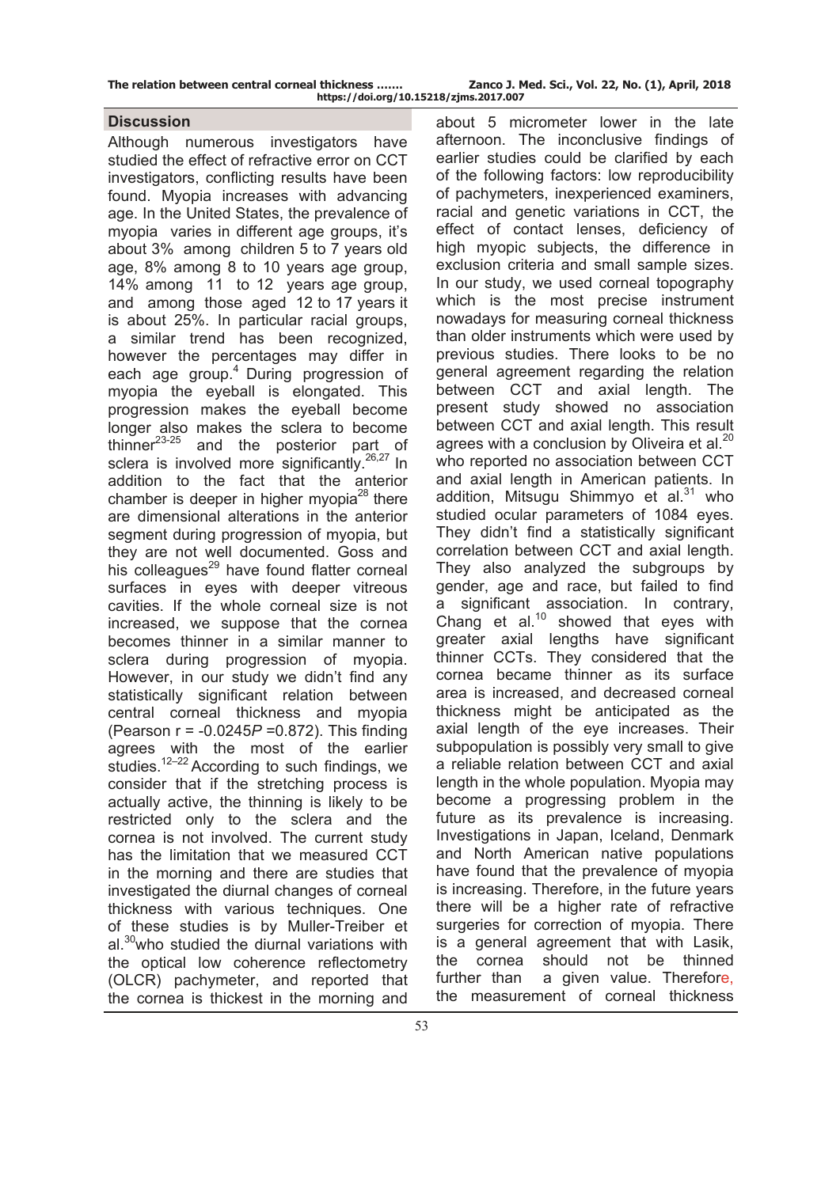## Discussion

Although numerous investigators have studied the effect of refractive error on CCT investigators, conflicting results have been found. Myopia increases with advancing age. In the United States, the prevalence of myopia varies in different age groups, it's about 3% among children 5 to 7 years old age, 8% among 8 to 10 years age group, 14% among 11 to 12 years age group, and among those aged 12 to 17 years it is about 25%. In particular racial groups, a similar trend has been recognized, however the percentages may differ in each age group.[4] During progression of myopia the eyeball is elongated. This progression makes the eyeball become longer also makes the sclera to become thinner[23-25] and the posterior part of sclera is involved more significantly.[26,27] In addition to the fact that the anterior chamber is deeper in higher myopia[28] there are dimensional alterations in the anterior segment during progression of myopia, but they are not well documented. Goss and his colleagues[29] have found flatter corneal surfaces in eyes with deeper vitreous cavities. If the whole corneal size is not increased, we suppose that the cornea becomes thinner in a similar manner to sclera during progression of myopia. However, in our study we didn't find any statistically significant relation between central corneal thickness and myopia (Pearson $r = -0.0245$ $P = 0.872$). This finding agrees with the most of the earlier studies.[12–22] According to such findings, we consider that if the stretching process is actually active, the thinning is likely to be restricted only to the sclera and the cornea is not involved. The current study has the limitation that we measured CCT in the morning and there are studies that investigated the diurnal changes of corneal thickness with various techniques. One of these studies is by Muller-Treiber et al.[30] who studied the diurnal variations with the optical low coherence reflectometry (OLCR) pachymeter, and reported that the cornea is thickest in the morning and about 5 micrometer lower in the late afternoon. The inconclusive findings of earlier studies could be clarified by each of the following factors: low reproducibility of pachymeters, inexperienced examiners, racial and genetic variations in CCT, the effect of contact lenses, deficiency of high myopic subjects, the difference in exclusion criteria and small sample sizes. In our study, we used corneal topography which is the most precise instrument nowadays for measuring corneal thickness than older instruments which were used by previous studies. There looks to be no general agreement regarding the relation between CCT and axial length. The present study showed no association between CCT and axial length. This result agrees with a conclusion by Oliveira et al.[20] who reported no association between CCT and axial length in American patients. In addition, Mitsugu Shimmyo et al.[31] who studied ocular parameters of 1084 eyes. They didn't find a statistically significant correlation between CCT and axial length. They also analyzed the subgroups by gender, age and race, but failed to find a significant association. In contrary, Chang et al.[10] showed that eyes with greater axial lengths have significant thinner CCTs. They considered that the cornea became thinner as its surface area is increased, and decreased corneal thickness might be anticipated as the axial length of the eye increases. Their subpopulation is possibly very small to give a reliable relation between CCT and axial length in the whole population. Myopia may become a progressing problem in the future as its prevalence is increasing. Investigations in Japan, Iceland, Denmark and North American native populations have found that the prevalence of myopia is increasing. Therefore, in the future years there will be a higher rate of refractive surgeries for correction of myopia. There is a general agreement that with Lasik, the cornea should not be thinned further than a given value. Therefore, the measurement of corneal thickness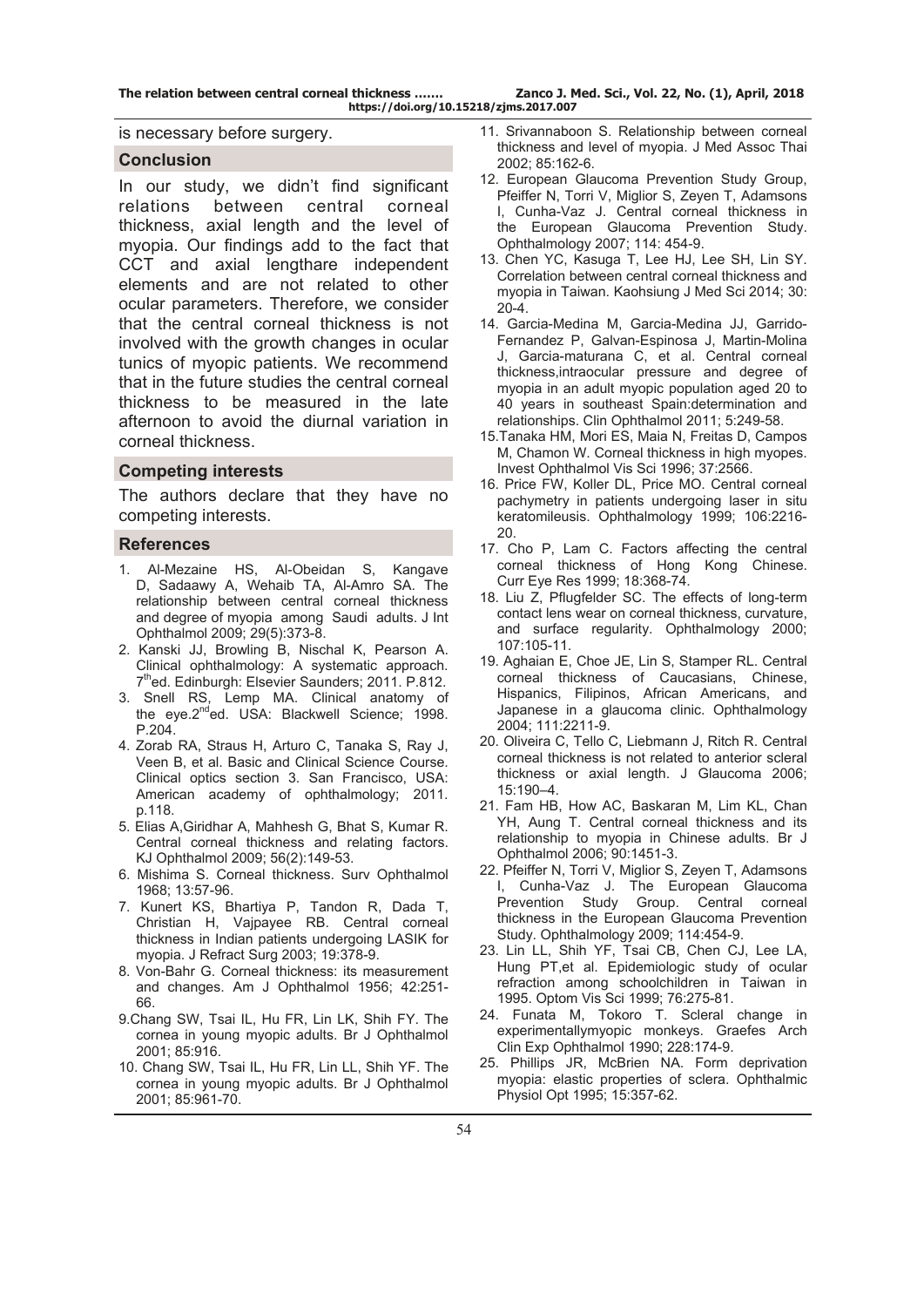is necessary before surgery.

## Conclusion

In our study, we didn't find significant relations between central corneal thickness, axial length and the level of myopia. Our findings add to the fact that CCT and axial lengthare independent elements and are not related to other ocular parameters. Therefore, we consider that the central corneal thickness is not involved with the growth changes in ocular tunics of myopic patients. We recommend that in the future studies the central corneal thickness to be measured in the late afternoon to avoid the diurnal variation in corneal thickness.

## Competing interests

The authors declare that they have no competing interests.

## References

1. Al-Mezaine HS, Al-Obeidan S, Kangave D, Sadaawy A, Wehaib TA, Al-Amro SA. The relationship between central corneal thickness and degree of myopia among Saudi adults. J Int Ophthalmol 2009; 29(5):373-8.
2. Kanski JJ, Browling B, Nischal K, Pearson A. Clinical ophthalmology: A systematic approach. 7th ed. Edinburgh: Elsevier Saunders; 2011. P.812.
3. Snell RS, Lemp MA. Clinical anatomy of the eye.2nd ed. USA: Blackwell Science; 1998. P.204.
4. Zorab RA, Straus H, Arturo C, Tanaka S, Ray J, Veen B, et al. Basic and Clinical Science Course. Clinical optics section 3. San Francisco, USA: American academy of ophthalmology; 2011. p.118.
5. Elias A,Giridhar A, Mahhesh G, Bhat S, Kumar R. Central corneal thickness and relating factors. KJ Ophthalmol 2009; 56(2):149-53.
6. Mishima S. Corneal thickness. Surv Ophthalmol 1968; 13:57-96.
7. Kunert KS, Bhartiya P, Tandon R, Dada T, Christian H, Vajpayee RB. Central corneal thickness in Indian patients undergoing LASIK for myopia. J Refract Surg 2003; 19:378-9.
8. Von-Bahr G. Corneal thickness: its measurement and changes. Am J Ophthalmol 1956; 42:251-66.
9. Chang SW, Tsai IL, Hu FR, Lin LK, Shih FY. The cornea in young myopic adults. Br J Ophthalmol 2001; 85:916.
10. Chang SW, Tsai IL, Hu FR, Lin LL, Shih YF. The cornea in young myopic adults. Br J Ophthalmol 2001; 85:961-70.
11. Srivannaboon S. Relationship between corneal thickness and level of myopia. J Med Assoc Thai 2002; 85:162-6.
12. European Glaucoma Prevention Study Group, Pfeiffer N, Torri V, Miglior S, Zeyen T, Adamsons I, Cunha-Vaz J. Central corneal thickness in the European Glaucoma Prevention Study. Ophthalmology 2007; 114: 454-9.
13. Chen YC, Kasuga T, Lee HJ, Lee SH, Lin SY. Correlation between central corneal thickness and myopia in Taiwan. Kaohsiung J Med Sci 2014; 30: 20-4.
14. Garcia-Medina M, Garcia-Medina JJ, Garrido-Fernandez P, Galvan-Espinosa J, Martin-Molina J, Garcia-maturana C, et al. Central corneal thickness,intraocular pressure and degree of myopia in an adult myopic population aged 20 to 40 years in southeast Spain:determination and relationships. Clin Ophthalmol 2011; 5:249-58.
15. Tanaka HM, Mori ES, Maia N, Freitas D, Campos M, Chamon W. Corneal thickness in high myopes. Invest Ophthalmol Vis Sci 1996; 37:2566.
16. Price FW, Koller DL, Price MO. Central corneal pachymetry in patients undergoing laser in situ keratomileusis. Ophthalmology 1999; 106:2216-20.
17. Cho P, Lam C. Factors affecting the central corneal thickness of Hong Kong Chinese. Curr Eye Res 1999; 18:368-74.
18. Liu Z, Pflugfelder SC. The effects of long-term contact lens wear on corneal thickness, curvature, and surface regularity. Ophthalmology 2000; 107:105-11.
19. Aghaian E, Choe JE, Lin S, Stamper RL. Central corneal thickness of Caucasians, Chinese, Hispanics, Filipinos, African Americans, and Japanese in a glaucoma clinic. Ophthalmology 2004; 111:2211-9.
20. Oliveira C, Tello C, Liebmann J, Ritch R. Central corneal thickness is not related to anterior scleral thickness or axial length. J Glaucoma 2006; 15:190–4.
21. Fam HB, How AC, Baskaran M, Lim KL, Chan YH, Aung T. Central corneal thickness and its relationship to myopia in Chinese adults. Br J Ophthalmol 2006; 90:1451-3.
22. Pfeiffer N, Torri V, Miglior S, Zeyen T, Adamsons I, Cunha-Vaz J. The European Glaucoma Prevention Study Group. Central corneal thickness in the European Glaucoma Prevention Study. Ophthalmology 2009; 114:454-9.
23. Lin LL, Shih YF, Tsai CB, Chen CJ, Lee LA, Hung PT,et al. Epidemiologic study of ocular refraction among schoolchildren in Taiwan in 1995. Optom Vis Sci 1999; 76:275-81.
24. Funata M, Tokoro T. Scleral change in experimentallymyopic monkeys. Graefes Arch Clin Exp Ophthalmol 1990; 228:174-9.
25. Phillips JR, McBrien NA. Form deprivation myopia: elastic properties of sclera. Ophthalmic Physiol Opt 1995; 15:357-62.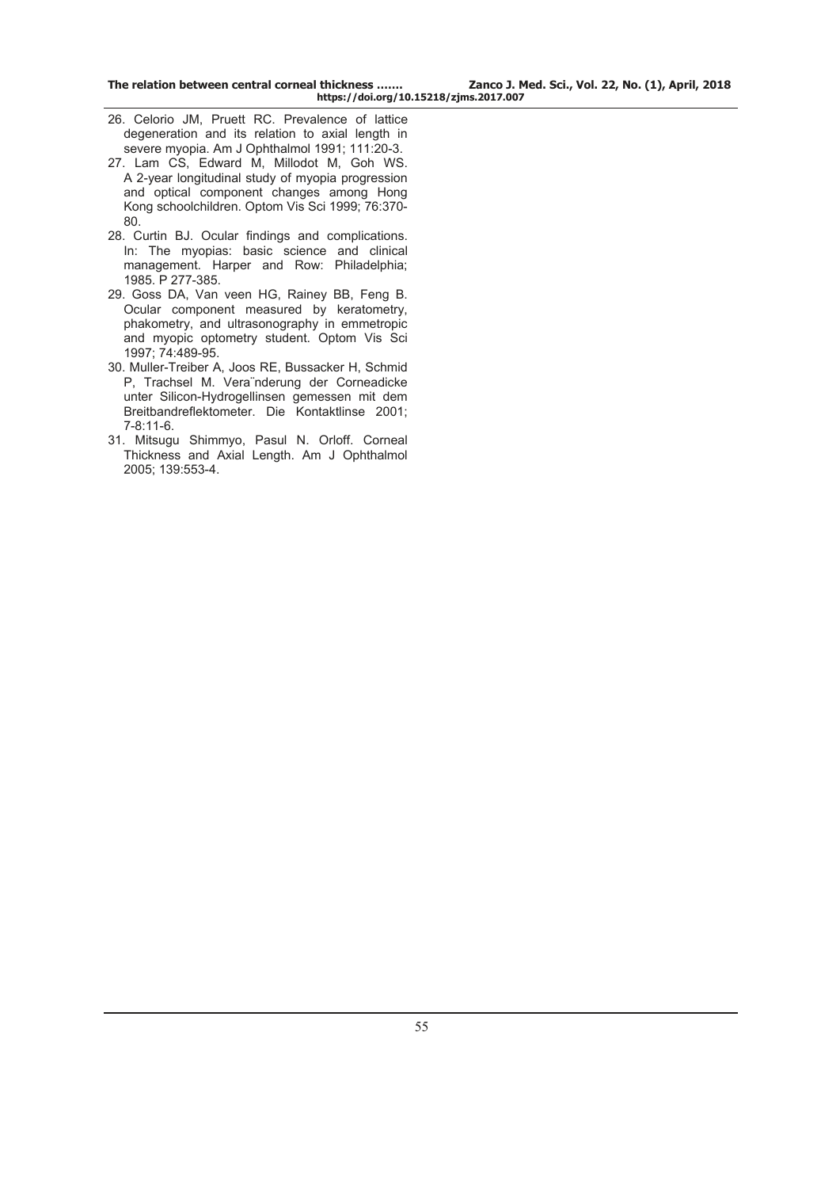26. Celorio JM, Pruett RC. Prevalence of lattice degeneration and its relation to axial length in severe myopia. Am J Ophthalmol 1991; 111:20-3.
27. Lam CS, Edward M, Millodot M, Goh WS. A 2-year longitudinal study of myopia progression and optical component changes among Hong Kong schoolchildren. Optom Vis Sci 1999; 76:370-80.
28. Curtin BJ. Ocular findings and complications. In: The myopias: basic science and clinical management. Harper and Row: Philadelphia; 1985. P 277-385.
29. Goss DA, Van veen HG, Rainey BB, Feng B. Ocular component measured by keratometry, phakometry, and ultrasonography in emmetropic and myopic optometry student. Optom Vis Sci 1997; 74:489-95.
30. Muller-Treiber A, Joos RE, Bussacker H, Schmid P, Trachsel M. Vera¨nderung der Corneadicke unter Silicon-Hydrogellinsen gemessen mit dem Breitbandreflektometer. Die Kontaktlinse 2001; 7-8:11-6.
31. Mitsugu Shimmyo, Pasul N. Orloff. Corneal Thickness and Axial Length. Am J Ophthalmol 2005; 139:553-4.